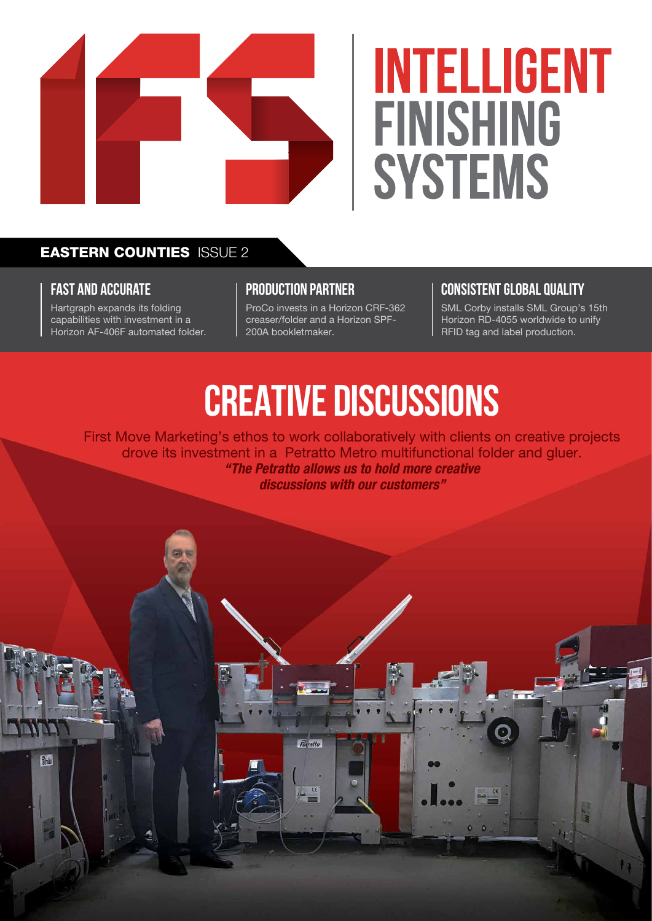# INTELLIGENT FINISHING SYSTEMS

**EASTERN COUNTIES** ISSUE 2

### FAST AND ACCURATE

Hartgraph expands its folding capabilities with investment in a Horizon AF-406F automated folder.

### PRODUCTION PARTNER

ProCo invests in a Horizon CRF-362 creaser/folder and a Horizon SPF-200A bookletmaker.

### CONSISTENT GLOBAL QUALITY

SML Corby installs SML Group's 15th Horizon RD-4055 worldwide to unify RFID tag and label production.

## CREATIVE DISCUSSIONS

First Move Marketing's ethos to work collaboratively with clients on creative projects drove its investment in a Petratto Metro multifunctional folder and gluer.

***"The Petratto allows us to hold more creative discussions with our customers"***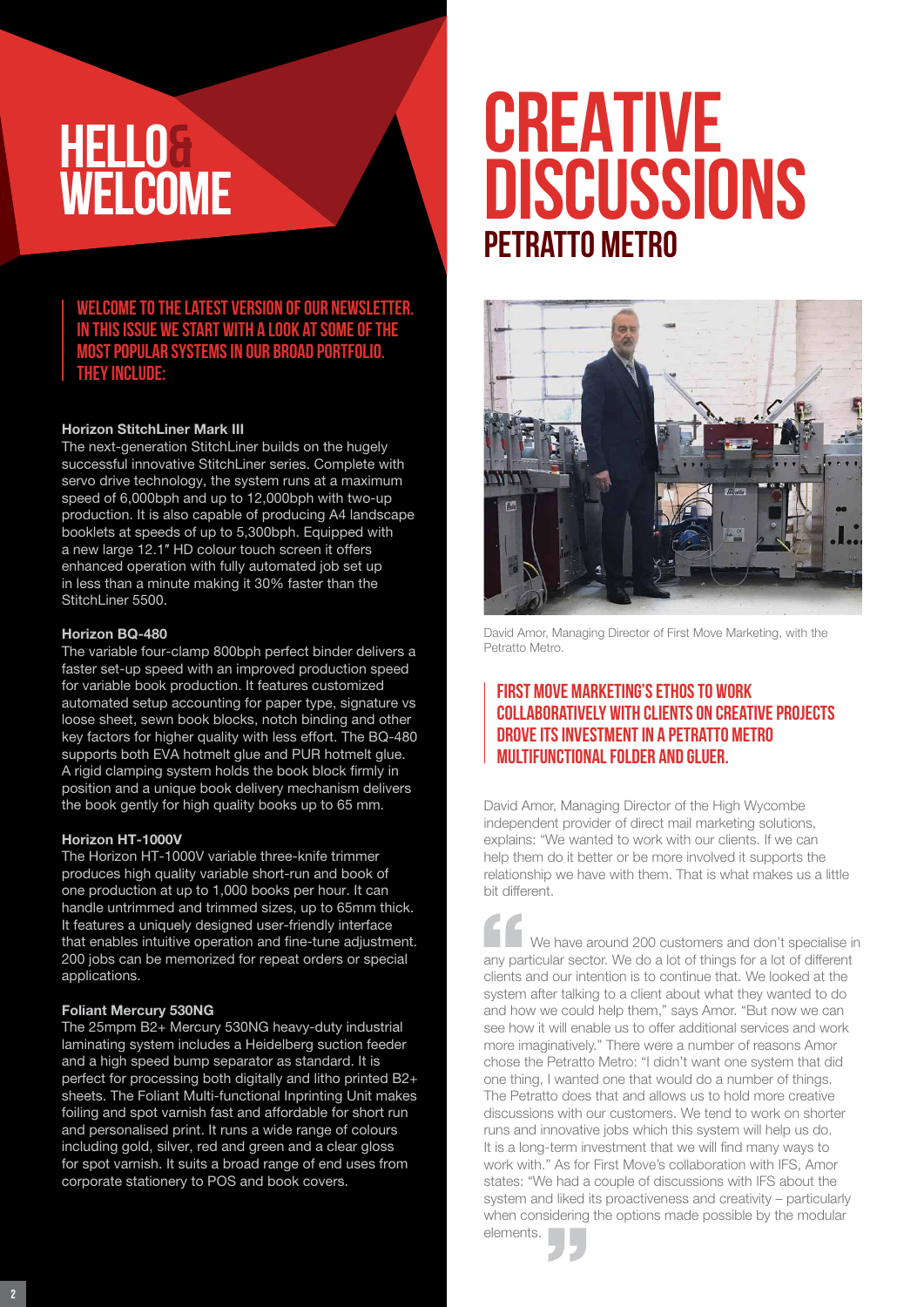# HELLO & WELCOME

## WELCOME TO THE LATEST VERSION OF OUR NEWSLETTER. IN THIS ISSUE WE START WITH A LOOK AT SOME OF THE MOST POPULAR SYSTEMS IN OUR BROAD PORTFOLIO. THEY INCLUDE:

**Horizon StitchLiner Mark III**

The next-generation StitchLiner builds on the hugely successful innovative StitchLiner series. Complete with servo drive technology, the system runs at a maximum speed of 6,000bph and up to 12,000bph with two-up production. It is also capable of producing A4 landscape booklets at speeds of up to 5,300bph. Equipped with a new large 12.1" HD colour touch screen it offers enhanced operation with fully automated job set up in less than a minute making it 30% faster than the StitchLiner 5500.

**Horizon BQ-480**

The variable four-clamp 800bph perfect binder delivers a faster set-up speed with an improved production speed for variable book production. It features customized automated setup accounting for paper type, signature vs loose sheet, sewn book blocks, notch binding and other key factors for higher quality with less effort. The BQ-480 supports both EVA hotmelt glue and PUR hotmelt glue. A rigid clamping system holds the book block firmly in position and a unique book delivery mechanism delivers the book gently for high quality books up to 65 mm.

**Horizon HT-1000V**

The Horizon HT-1000V variable three-knife trimmer produces high quality variable short-run and book of one production at up to 1,000 books per hour. It can handle untrimmed and trimmed sizes, up to 65mm thick. It features a uniquely designed user-friendly interface that enables intuitive operation and fine-tune adjustment. 200 jobs can be memorized for repeat orders or special applications.

**Foliant Mercury 530NG**

The 25mpm B2+ Mercury 530NG heavy-duty industrial laminating system includes a Heidelberg suction feeder and a high speed bump separator as standard. It is perfect for processing both digitally and litho printed B2+ sheets. The Foliant Multi-functional Inprinting Unit makes foiling and spot varnish fast and affordable for short run and personalised print. It runs a wide range of colours including gold, silver, red and green and a clear gloss for spot varnish. It suits a broad range of end uses from corporate stationery to POS and book covers.

# CREATIVE DISCUSSIONS

## PETRATTO METRO

David Amor, Managing Director of First Move Marketing, with the Petratto Metro.

### FIRST MOVE MARKETING'S ETHOS TO WORK COLLABORATIVELY WITH CLIENTS ON CREATIVE PROJECTS DROVE ITS INVESTMENT IN A PETRATTO METRO MULTIFUNCTIONAL FOLDER AND GLUER.

David Amor, Managing Director of the High Wycombe independent provider of direct mail marketing solutions, explains: "We wanted to work with our clients. If we can help them do it better or be more involved it supports the relationship we have with them. That is what makes us a little bit different.

We have around 200 customers and don't specialise in any particular sector. We do a lot of things for a lot of different clients and our intention is to continue that. We looked at the system after talking to a client about what they wanted to do and how we could help them," says Amor. "But now we can see how it will enable us to offer additional services and work more imaginatively." There were a number of reasons Amor chose the Petratto Metro: "I didn't want one system that did one thing, I wanted one that would do a number of things. The Petratto does that and allows us to hold more creative discussions with our customers. We tend to work on shorter runs and innovative jobs which this system will help us do. It is a long-term investment that we will find many ways to work with." As for First Move's collaboration with IFS, Amor states: "We had a couple of discussions with IFS about the system and liked its proactiveness and creativity – particularly when considering the options made possible by the modular elements.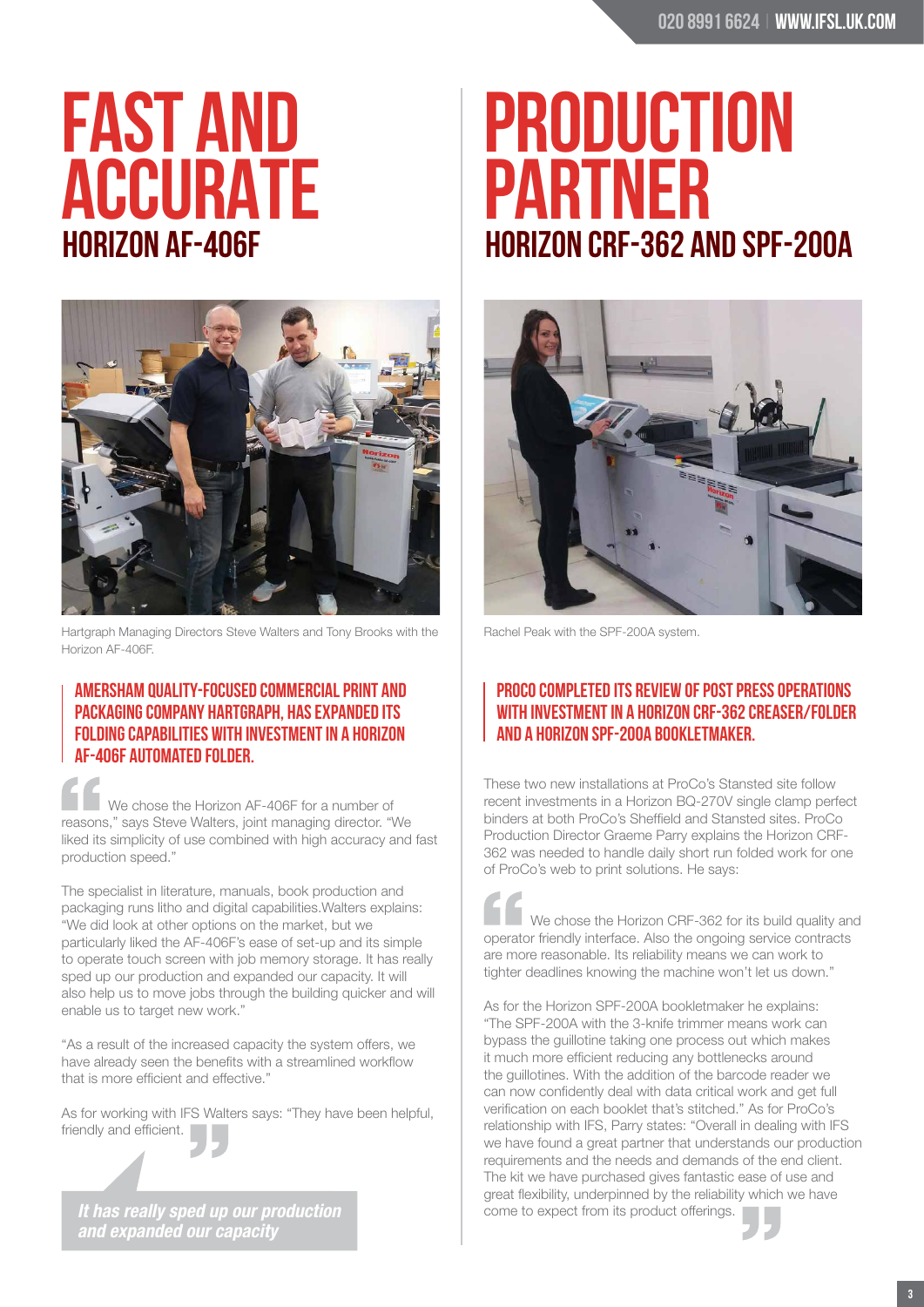# FAST AND ACCURATE

## HORIZON AF-406F

Hartgraph Managing Directors Steve Walters and Tony Brooks with the Horizon AF-406F.

### AMERSHAM QUALITY-FOCUSED COMMERCIAL PRINT AND PACKAGING COMPANY HARTGRAPH, HAS EXPANDED ITS FOLDING CAPABILITIES WITH INVESTMENT IN A HORIZON AF-406F AUTOMATED FOLDER.

We chose the Horizon AF-406F for a number of reasons," says Steve Walters, joint managing director. "We liked its simplicity of use combined with high accuracy and fast production speed."

The specialist in literature, manuals, book production and packaging runs litho and digital capabilities.Walters explains: "We did look at other options on the market, but we particularly liked the AF-406F's ease of set-up and its simple to operate touch screen with job memory storage. It has really sped up our production and expanded our capacity. It will also help us to move jobs through the building quicker and will enable us to target new work."

"As a result of the increased capacity the system offers, we have already seen the benefits with a streamlined workflow that is more efficient and effective."

As for working with IFS Walters says: "They have been helpful, friendly and efficient.

*It has really sped up our production and expanded our capacity*

# PRODUCTION PARTNER

## HORIZON CRF-362 AND SPF-200A

Rachel Peak with the SPF-200A system.

### PROCO COMPLETED ITS REVIEW OF POST PRESS OPERATIONS WITH INVESTMENT IN A HORIZON CRF-362 CREASER/FOLDER AND A HORIZON SPF-200A BOOKLETMAKER.

These two new installations at ProCo's Stansted site follow recent investments in a Horizon BQ-270V single clamp perfect binders at both ProCo's Sheffield and Stansted sites. ProCo Production Director Graeme Parry explains the Horizon CRF-362 was needed to handle daily short run folded work for one of ProCo's web to print solutions. He says:

We chose the Horizon CRF-362 for its build quality and operator friendly interface. Also the ongoing service contracts are more reasonable. Its reliability means we can work to tighter deadlines knowing the machine won't let us down."

As for the Horizon SPF-200A bookletmaker he explains: "The SPF-200A with the 3-knife trimmer means work can bypass the guillotine taking one process out which makes it much more efficient reducing any bottlenecks around the guillotines. With the addition of the barcode reader we can now confidently deal with data critical work and get full verification on each booklet that's stitched." As for ProCo's relationship with IFS, Parry states: "Overall in dealing with IFS we have found a great partner that understands our production requirements and the needs and demands of the end client. The kit we have purchased gives fantastic ease of use and great flexibility, underpinned by the reliability which we have come to expect from its product offerings.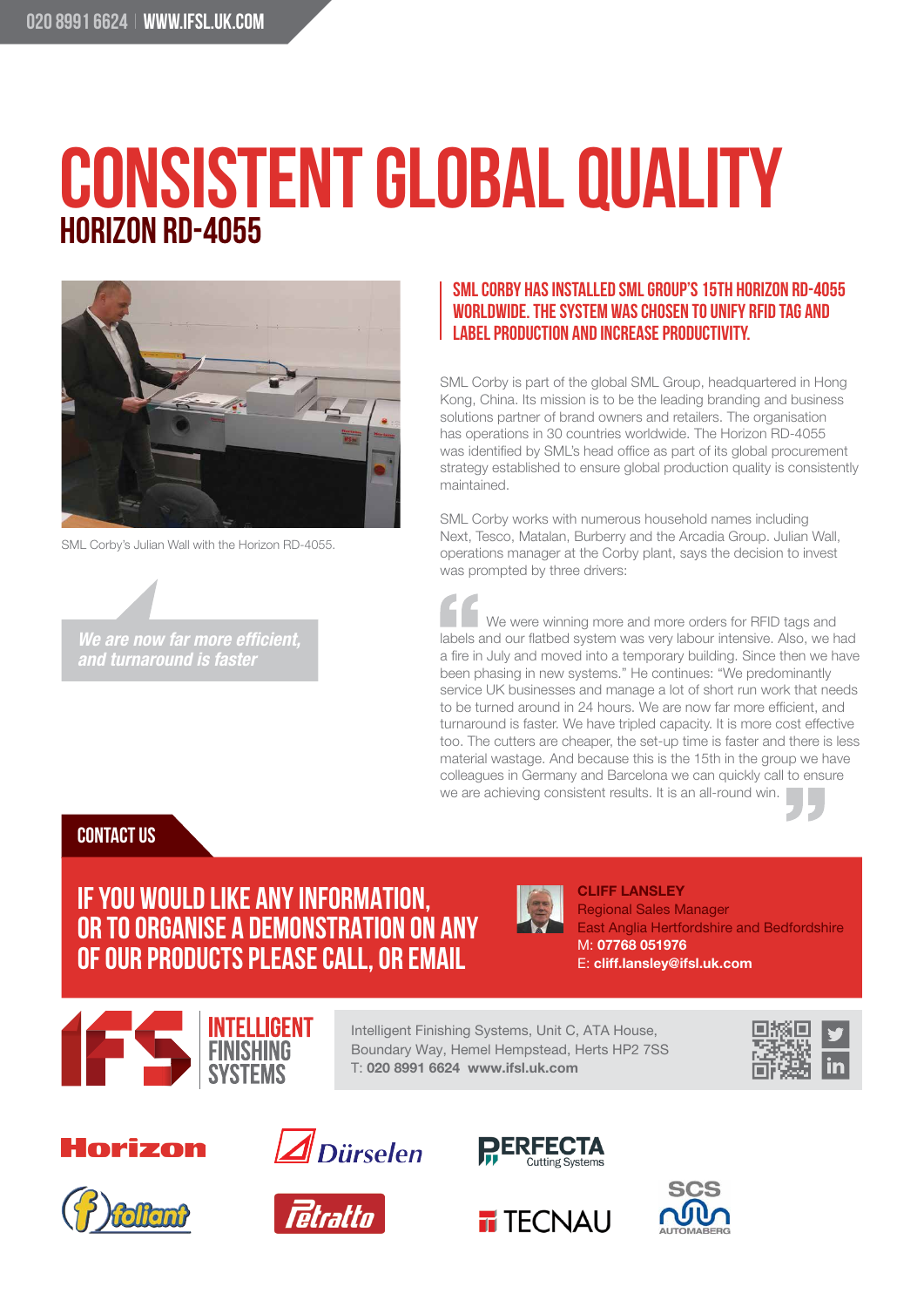# CONSISTENT GLOBAL QUALITY

## HORIZON RD-4055

SML Corby's Julian Wall with the Horizon RD-4055.

*We are now far more efficient, and turnaround is faster*

### SML CORBY HAS INSTALLED SML GROUP'S 15TH HORIZON RD-4055 WORLDWIDE. THE SYSTEM WAS CHOSEN TO UNIFY RFID TAG AND LABEL PRODUCTION AND INCREASE PRODUCTIVITY.

SML Corby is part of the global SML Group, headquartered in Hong Kong, China. Its mission is to be the leading branding and business solutions partner of brand owners and retailers. The organisation has operations in 30 countries worldwide. The Horizon RD-4055 was identified by SML's head office as part of its global procurement strategy established to ensure global production quality is consistently maintained.

SML Corby works with numerous household names including Next, Tesco, Matalan, Burberry and the Arcadia Group. Julian Wall, operations manager at the Corby plant, says the decision to invest was prompted by three drivers:

"We were winning more and more orders for RFID tags and labels and our flatbed system was very labour intensive. Also, we had a fire in July and moved into a temporary building. Since then we have been phasing in new systems." He continues: "We predominantly service UK businesses and manage a lot of short run work that needs to be turned around in 24 hours. We are now far more efficient, and turnaround is faster. We have tripled capacity. It is more cost effective too. The cutters are cheaper, the set-up time is faster and there is less material wastage. And because this is the 15th in the group we have colleagues in Germany and Barcelona we can quickly call to ensure we are achieving consistent results. It is an all-round win."

## CONTACT US

**IF YOU WOULD LIKE ANY INFORMATION, OR TO ORGANISE A DEMONSTRATION ON ANY OF OUR PRODUCTS PLEASE CALL, OR EMAIL**

**CLIFF LANSLEY**
Regional Sales Manager
East Anglia Hertfordshire and Bedfordshire
M: **07768 051976**
E: **cliff.lansley@ifsl.uk.com**

INTELLIGENT FINISHING SYSTEMS

Intelligent Finishing Systems, Unit C, ATA House, Boundary Way, Hemel Hempstead, Herts HP2 7SS
T: **020 8991 6624 www.ifsl.uk.com**

Horizon · Dürselen · PERFECTA Cutting Systems · foliant · Petratto · TECNAU · SCS AUTOMABERG